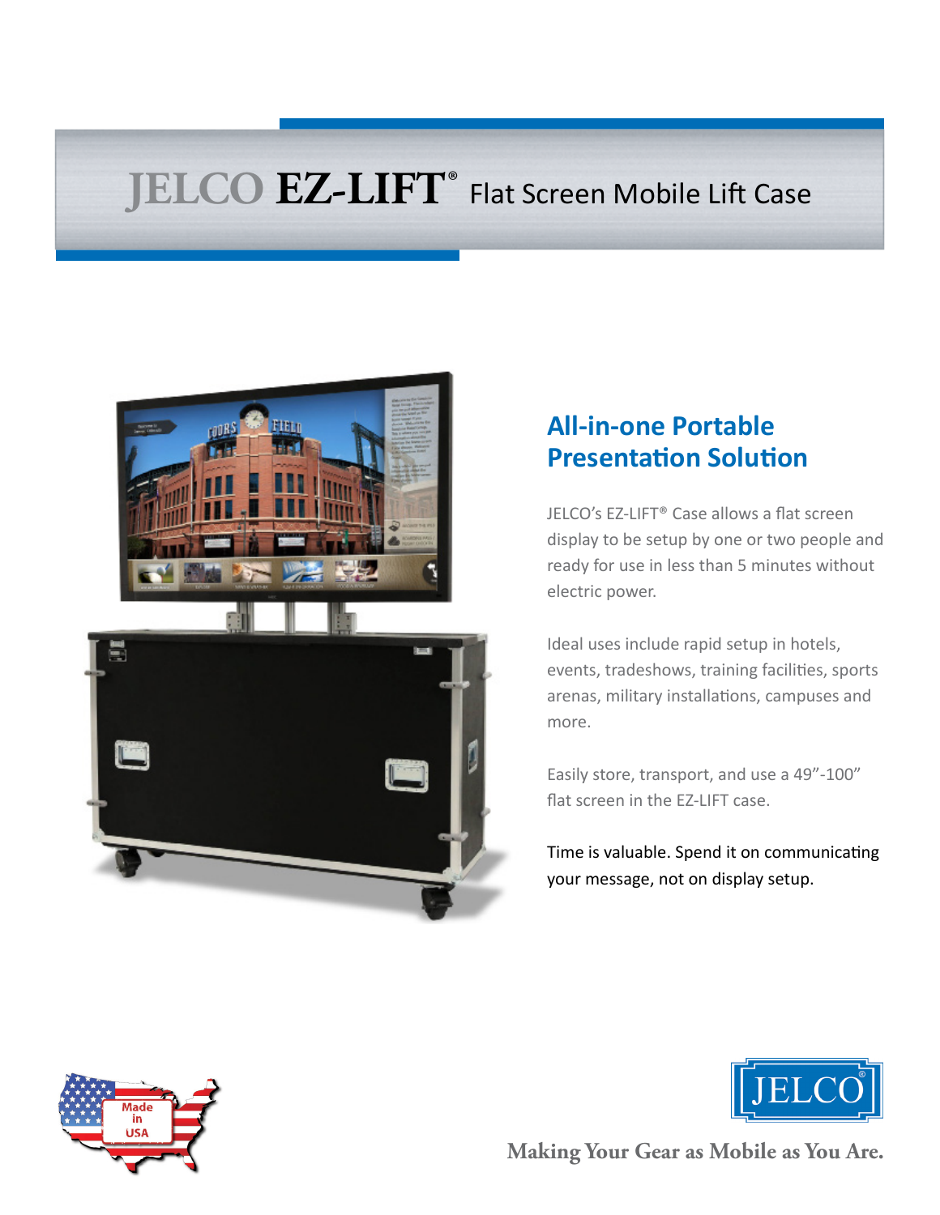# JELCO EZ-LIFT® Flat Screen Mobile Lift Case

## All-in-one Portable Presentation Solution

JELCO's EZ-LIFT® Case allows a flat screen display to be setup by one or two people and ready for use in less than 5 minutes without electric power.

Ideal uses include rapid setup in hotels, events, tradeshows, training facilities, sports arenas, military installations, campuses and more.

Easily store, transport, and use a 49"-100" flat screen in the EZ-LIFT case.

Time is valuable. Spend it on communicating your message, not on display setup.

Made in USA

JELCO®

Making Your Gear as Mobile as You Are.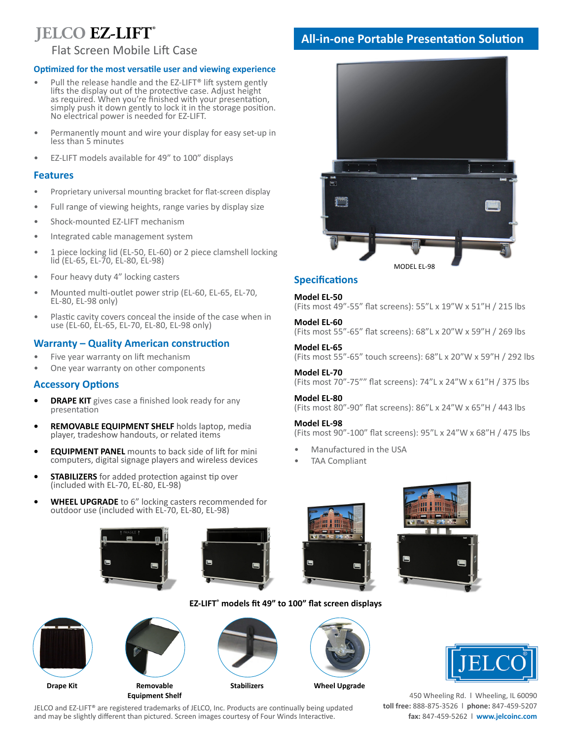# JELCO EZ-LIFT®

Flat Screen Mobile Lift Case

## All-in-one Portable Presentation Solution

### Optimized for the most versatile user and viewing experience

- Pull the release handle and the EZ-LIFT® lift system gently lifts the display out of the protective case. Adjust height as required. When you're finished with your presentation, simply push it down gently to lock it in the storage position. No electrical power is needed for EZ-LIFT.
- Permanently mount and wire your display for easy set-up in less than 5 minutes
- EZ-LIFT models available for 49" to 100" displays

### Features

- Proprietary universal mounting bracket for flat-screen display
- Full range of viewing heights, range varies by display size
- Shock-mounted EZ-LIFT mechanism
- Integrated cable management system
- 1 piece locking lid (EL-50, EL-60) or 2 piece clamshell locking lid (EL-65, EL-70, EL-80, EL-98)
- Four heavy duty 4" locking casters
- Mounted multi-outlet power strip (EL-60, EL-65, EL-70, EL-80, EL-98 only)
- Plastic cavity covers conceal the inside of the case when in use (EL-60, EL-65, EL-70, EL-80, EL-98 only)

### Warranty – Quality American construction

- Five year warranty on lift mechanism
- One year warranty on other components

### Accessory Options

- **DRAPE KIT** gives case a finished look ready for any presentation
- **REMOVABLE EQUIPMENT SHELF** holds laptop, media player, tradeshow handouts, or related items
- **EQUIPMENT PANEL** mounts to back side of lift for mini computers, digital signage players and wireless devices
- **STABILIZERS** for added protection against tip over (included with EL-70, EL-80, EL-98)
- **WHEEL UPGRADE** to 6" locking casters recommended for outdoor use (included with EL-70, EL-80, EL-98)

MODEL EL-98

### Specifications

**Model EL-50**
(Fits most 49"-55" flat screens): 55"L x 19"W x 51"H / 215 lbs

**Model EL-60**
(Fits most 55"-65" flat screens): 68"L x 20"W x 59"H / 269 lbs

**Model EL-65**
(Fits most 55"-65" touch screens): 68"L x 20"W x 59"H / 292 lbs

**Model EL-70**
(Fits most 70"-75"" flat screens): 74"L x 24"W x 61"H / 375 lbs

**Model EL-80**
(Fits most 80"-90" flat screens): 86"L x 24"W x 65"H / 443 lbs

**Model EL-98**
(Fits most 90"-100" flat screens): 95"L x 24"W x 68"H / 475 lbs

- Manufactured in the USA
- TAA Compliant

**EZ-LIFT® models fit 49" to 100" flat screen displays**

**Drape Kit**

**Removable Equipment Shelf**

**Stabilizers**

**Wheel Upgrade**

JELCO

450 Wheeling Rd. | Wheeling, IL 60090
**toll free:** 888-875-3526 | **phone:** 847-459-5207
**fax:** 847-459-5262 | **www.jelcoinc.com**

JELCO and EZ-LIFT® are registered trademarks of JELCO, Inc. Products are continually being updated and may be slightly different than pictured. Screen images courtesy of Four Winds Interactive.